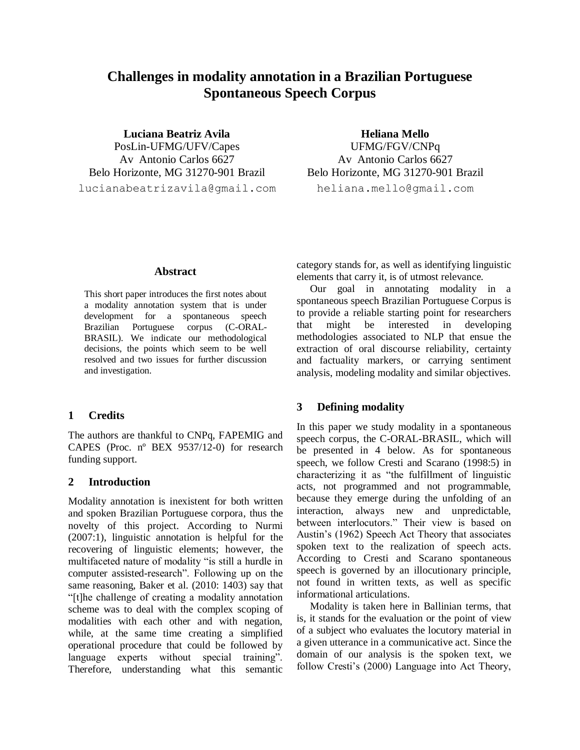# Challenges in modality annotation in a Brazilian Portuguese Spontaneous Speech Corpus

**Luciana Beatriz Avila**
PosLin-UFMG/UFV/Capes
Av Antonio Carlos 6627
Belo Horizonte, MG 31270-901 Brazil
lucianabeatrizavila@gmail.com

**Heliana Mello**
UFMG/FGV/CNPq
Av Antonio Carlos 6627
Belo Horizonte, MG 31270-901 Brazil
heliana.mello@gmail.com

### Abstract

This short paper introduces the first notes about a modality annotation system that is under development for a spontaneous speech Brazilian Portuguese corpus (C-ORAL-BRASIL). We indicate our methodological decisions, the points which seem to be well resolved and two issues for further discussion and investigation.

## 1 Credits

The authors are thankful to CNPq, FAPEMIG and CAPES (Proc. nº BEX 9537/12-0) for research funding support.

## 2 Introduction

Modality annotation is inexistent for both written and spoken Brazilian Portuguese corpora, thus the novelty of this project. According to Nurmi (2007:1), linguistic annotation is helpful for the recovering of linguistic elements; however, the multifaceted nature of modality "is still a hurdle in computer assisted-research". Following up on the same reasoning, Baker et al. (2010: 1403) say that "[t]he challenge of creating a modality annotation scheme was to deal with the complex scoping of modalities with each other and with negation, while, at the same time creating a simplified operational procedure that could be followed by language experts without special training". Therefore, understanding what this semantic category stands for, as well as identifying linguistic elements that carry it, is of utmost relevance.

Our goal in annotating modality in a spontaneous speech Brazilian Portuguese Corpus is to provide a reliable starting point for researchers that might be interested in developing methodologies associated to NLP that ensue the extraction of oral discourse reliability, certainty and factuality markers, or carrying sentiment analysis, modeling modality and similar objectives.

## 3 Defining modality

In this paper we study modality in a spontaneous speech corpus, the C-ORAL-BRASIL, which will be presented in 4 below. As for spontaneous speech, we follow Cresti and Scarano (1998:5) in characterizing it as "the fulfillment of linguistic acts, not programmed and not programmable, because they emerge during the unfolding of an interaction, always new and unpredictable, between interlocutors." Their view is based on Austin's (1962) Speech Act Theory that associates spoken text to the realization of speech acts. According to Cresti and Scarano spontaneous speech is governed by an illocutionary principle, not found in written texts, as well as specific informational articulations.

Modality is taken here in Ballinian terms, that is, it stands for the evaluation or the point of view of a subject who evaluates the locutory material in a given utterance in a communicative act. Since the domain of our analysis is the spoken text, we follow Cresti's (2000) Language into Act Theory,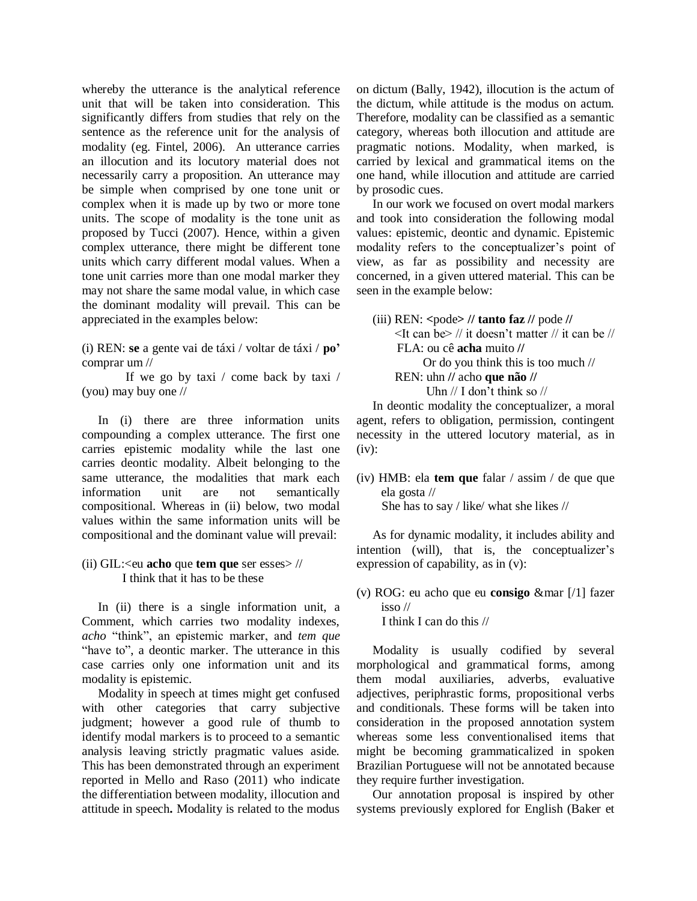whereby the utterance is the analytical reference unit that will be taken into consideration. This significantly differs from studies that rely on the sentence as the reference unit for the analysis of modality (eg. Fintel, 2006). An utterance carries an illocution and its locutory material does not necessarily carry a proposition. An utterance may be simple when comprised by one tone unit or complex when it is made up by two or more tone units. The scope of modality is the tone unit as proposed by Tucci (2007). Hence, within a given complex utterance, there might be different tone units which carry different modal values. When a tone unit carries more than one modal marker they may not share the same modal value, in which case the dominant modality will prevail. This can be appreciated in the examples below:

(i) REN: **se** a gente vai de táxi / voltar de táxi / **po'** comprar um //
If we go by taxi / come back by taxi / (you) may buy one //

In (i) there are three information units compounding a complex utterance. The first one carries epistemic modality while the last one carries deontic modality. Albeit belonging to the same utterance, the modalities that mark each information unit are not semantically compositional. Whereas in (ii) below, two modal values within the same information units will be compositional and the dominant value will prevail:

(ii) GIL:<eu **acho** que **tem que** ser esses> //
I think that it has to be these

In (ii) there is a single information unit, a Comment, which carries two modality indexes, *acho* "think", an epistemic marker, and *tem que* "have to", a deontic marker. The utterance in this case carries only one information unit and its modality is epistemic.

Modality in speech at times might get confused with other categories that carry subjective judgment; however a good rule of thumb to identify modal markers is to proceed to a semantic analysis leaving strictly pragmatic values aside. This has been demonstrated through an experiment reported in Mello and Raso (2011) who indicate the differentiation between modality, illocution and attitude in speech**.** Modality is related to the modus on dictum (Bally, 1942), illocution is the actum of the dictum, while attitude is the modus on actum. Therefore, modality can be classified as a semantic category, whereas both illocution and attitude are pragmatic notions. Modality, when marked, is carried by lexical and grammatical items on the one hand, while illocution and attitude are carried by prosodic cues.

In our work we focused on overt modal markers and took into consideration the following modal values: epistemic, deontic and dynamic. Epistemic modality refers to the conceptualizer's point of view, as far as possibility and necessity are concerned, in a given uttered material. This can be seen in the example below:

(iii) REN: **<**pode**> // tanto faz //** pode **//**
<It can be> // it doesn't matter // it can be //
FLA: ou cê **acha** muito **//**
Or do you think this is too much //
REN: uhn **//** acho **que não //**
Uhn // I don't think so //

In deontic modality the conceptualizer, a moral agent, refers to obligation, permission, contingent necessity in the uttered locutory material, as in (iv):

(iv) HMB: ela **tem que** falar / assim / de que que ela gosta //
She has to say / like/ what she likes //

As for dynamic modality, it includes ability and intention (will), that is, the conceptualizer's expression of capability, as in (v):

(v) ROG: eu acho que eu **consigo** &mar [/1] fazer isso //
I think I can do this //

Modality is usually codified by several morphological and grammatical forms, among them modal auxiliaries, adverbs, evaluative adjectives, periphrastic forms, propositional verbs and conditionals. These forms will be taken into consideration in the proposed annotation system whereas some less conventionalised items that might be becoming grammaticalized in spoken Brazilian Portuguese will not be annotated because they require further investigation.

Our annotation proposal is inspired by other systems previously explored for English (Baker et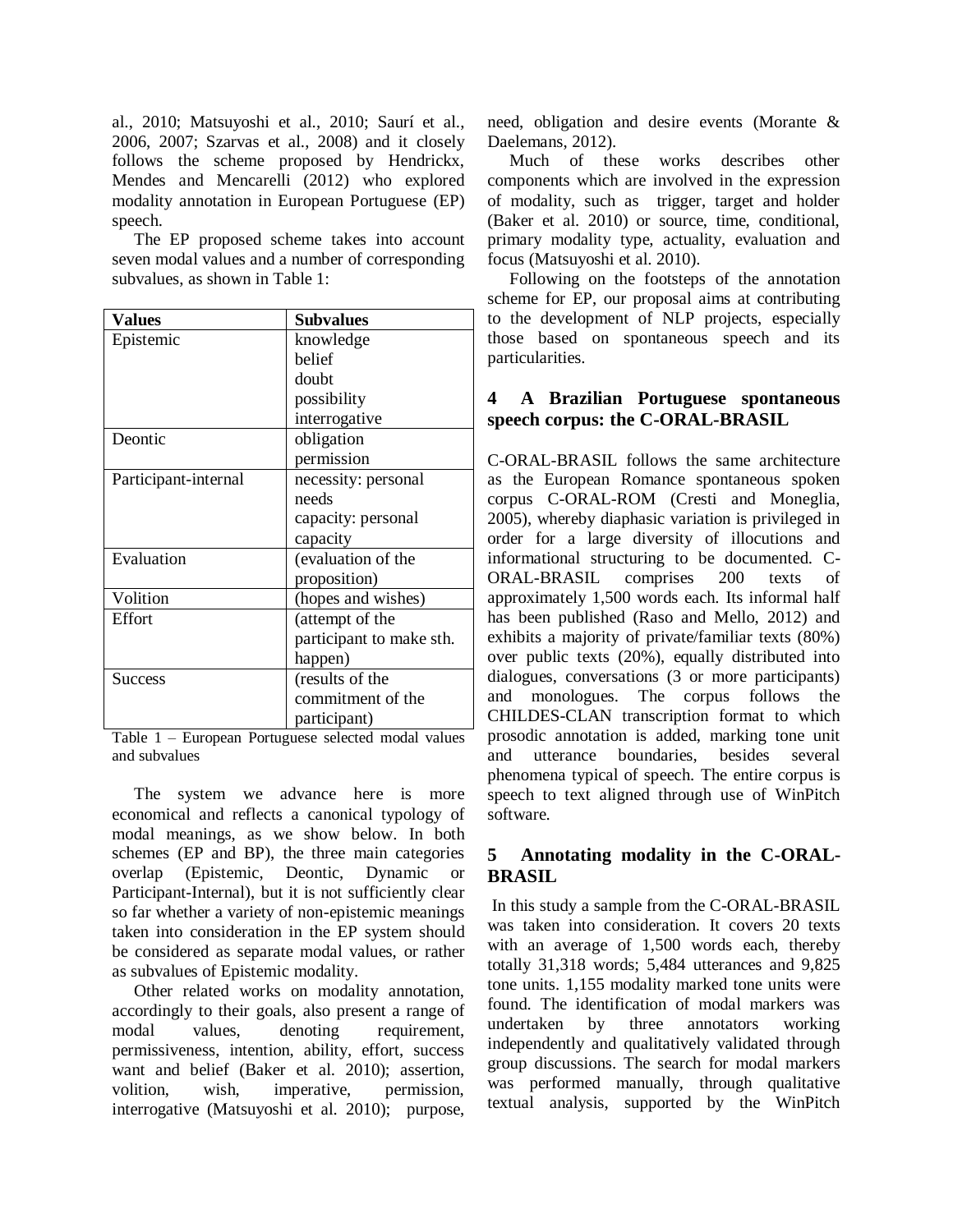al., 2010; Matsuyoshi et al., 2010; Saurí et al., 2006, 2007; Szarvas et al., 2008) and it closely follows the scheme proposed by Hendrickx, Mendes and Mencarelli (2012) who explored modality annotation in European Portuguese (EP) speech.

The EP proposed scheme takes into account seven modal values and a number of corresponding subvalues, as shown in Table 1:

| Values | Subvalues |
|---|---|
| Epistemic | knowledge<br>belief<br>doubt<br>possibility<br>interrogative |
| Deontic | obligation<br>permission |
| Participant-internal | necessity: personal needs<br>capacity: personal capacity |
| Evaluation | (evaluation of the proposition) |
| Volition | (hopes and wishes) |
| Effort | (attempt of the participant to make sth. happen) |
| Success | (results of the commitment of the participant) |

Table 1 – European Portuguese selected modal values and subvalues

The system we advance here is more economical and reflects a canonical typology of modal meanings, as we show below. In both schemes (EP and BP), the three main categories overlap (Epistemic, Deontic, Dynamic or Participant-Internal), but it is not sufficiently clear so far whether a variety of non-epistemic meanings taken into consideration in the EP system should be considered as separate modal values, or rather as subvalues of Epistemic modality.

Other related works on modality annotation, accordingly to their goals, also present a range of modal values, denoting requirement, permissiveness, intention, ability, effort, success want and belief (Baker et al. 2010); assertion, volition, wish, imperative, permission, interrogative (Matsuyoshi et al. 2010); purpose, need, obligation and desire events (Morante & Daelemans, 2012).

Much of these works describes other components which are involved in the expression of modality, such as trigger, target and holder (Baker et al. 2010) or source, time, conditional, primary modality type, actuality, evaluation and focus (Matsuyoshi et al. 2010).

Following on the footsteps of the annotation scheme for EP, our proposal aims at contributing to the development of NLP projects, especially those based on spontaneous speech and its particularities.

## 4 A Brazilian Portuguese spontaneous speech corpus: the C-ORAL-BRASIL

C-ORAL-BRASIL follows the same architecture as the European Romance spontaneous spoken corpus C-ORAL-ROM (Cresti and Moneglia, 2005), whereby diaphasic variation is privileged in order for a large diversity of illocutions and informational structuring to be documented. C-ORAL-BRASIL comprises 200 texts of approximately 1,500 words each. Its informal half has been published (Raso and Mello, 2012) and exhibits a majority of private/familiar texts (80%) over public texts (20%), equally distributed into dialogues, conversations (3 or more participants) and monologues. The corpus follows the CHILDES-CLAN transcription format to which prosodic annotation is added, marking tone unit and utterance boundaries, besides several phenomena typical of speech. The entire corpus is speech to text aligned through use of WinPitch software.

## 5 Annotating modality in the C-ORAL-BRASIL

In this study a sample from the C-ORAL-BRASIL was taken into consideration. It covers 20 texts with an average of 1,500 words each, thereby totally 31,318 words; 5,484 utterances and 9,825 tone units. 1,155 modality marked tone units were found. The identification of modal markers was undertaken by three annotators working independently and qualitatively validated through group discussions. The search for modal markers was performed manually, through qualitative textual analysis, supported by the WinPitch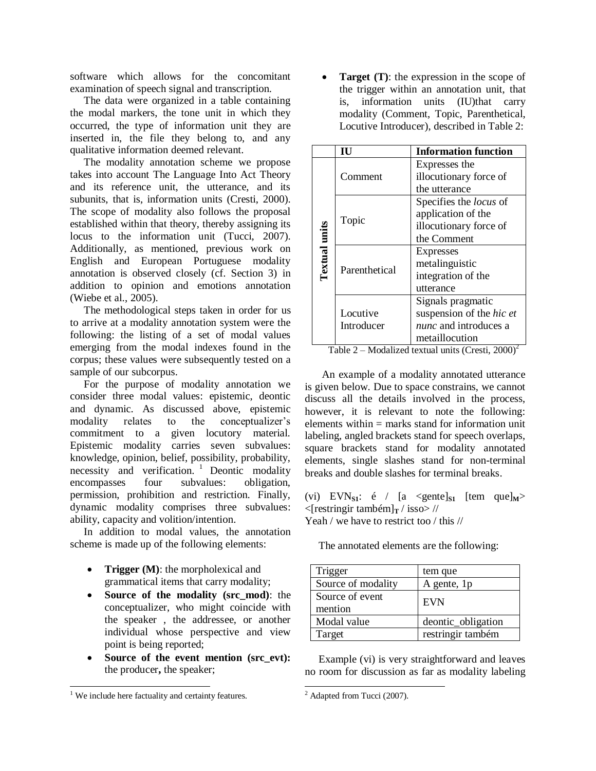software which allows for the concomitant examination of speech signal and transcription.

The data were organized in a table containing the modal markers, the tone unit in which they occurred, the type of information unit they are inserted in, the file they belong to, and any qualitative information deemed relevant.

The modality annotation scheme we propose takes into account The Language Into Act Theory and its reference unit, the utterance, and its subunits, that is, information units (Cresti, 2000). The scope of modality also follows the proposal established within that theory, thereby assigning its locus to the information unit (Tucci, 2007). Additionally, as mentioned, previous work on English and European Portuguese modality annotation is observed closely (cf. Section 3) in addition to opinion and emotions annotation (Wiebe et al., 2005).

The methodological steps taken in order for us to arrive at a modality annotation system were the following: the listing of a set of modal values emerging from the modal indexes found in the corpus; these values were subsequently tested on a sample of our subcorpus.

For the purpose of modality annotation we consider three modal values: epistemic, deontic and dynamic. As discussed above, epistemic modality relates to the conceptualizer's commitment to a given locutory material. Epistemic modality carries seven subvalues: knowledge, opinion, belief, possibility, probability, necessity and verification. [1] Deontic modality encompasses four subvalues: obligation, permission, prohibition and restriction. Finally, dynamic modality comprises three subvalues: ability, capacity and volition/intention.

In addition to modal values, the annotation scheme is made up of the following elements:

- **Trigger (M)**: the morpholexical and grammatical items that carry modality;
- **Source of the modality (src_mod)**: the conceptualizer, who might coincide with the speaker , the addressee, or another individual whose perspective and view point is being reported;
- **Source of the event mention (src_evt):** the producer**,** the speaker;
- **Target (T)**: the expression in the scope of the trigger within an annotation unit, that is, information units (IU)that carry modality (Comment, Topic, Parenthetical, Locutive Introducer), described in Table 2:

| | IU | Information function |
|---|---|---|
| **Textual units** | Comment | Expresses the illocutionary force of the utterance |
| | Topic | Specifies the *locus* of application of the illocutionary force of the Comment |
| | Parenthetical | Expresses metalinguistic integration of the utterance |
| | Locutive Introducer | Signals pragmatic suspension of the *hic et nunc* and introduces a metaillocution |

Table 2 – Modalized textual units (Cresti, 2000)[2]

An example of a modality annotated utterance is given below. Due to space constrains, we cannot discuss all the details involved in the process, however, it is relevant to note the following: elements within = marks stand for information unit labeling, angled brackets stand for speech overlaps, square brackets stand for modality annotated elements, single slashes stand for non-terminal breaks and double slashes for terminal breaks.

(vi) $\text{EVN}_{\textbf{S1}}$: é / [a <gente]$_{\textbf{S1}}$ [tem que]$_{\textbf{M}}$> <[restringir também]$_{\textbf{T}}$ / isso> //
Yeah / we have to restrict too / this //

The annotated elements are the following:

| Trigger | tem que |
|---|---|
| Source of modality | A gente, 1p |
| Source of event mention | EVN |
| Modal value | deontic_obligation |
| Target | restringir também |

Example (vi) is very straightforward and leaves no room for discussion as far as modality labeling

[1] We include here factuality and certainty features.

[2] Adapted from Tucci (2007).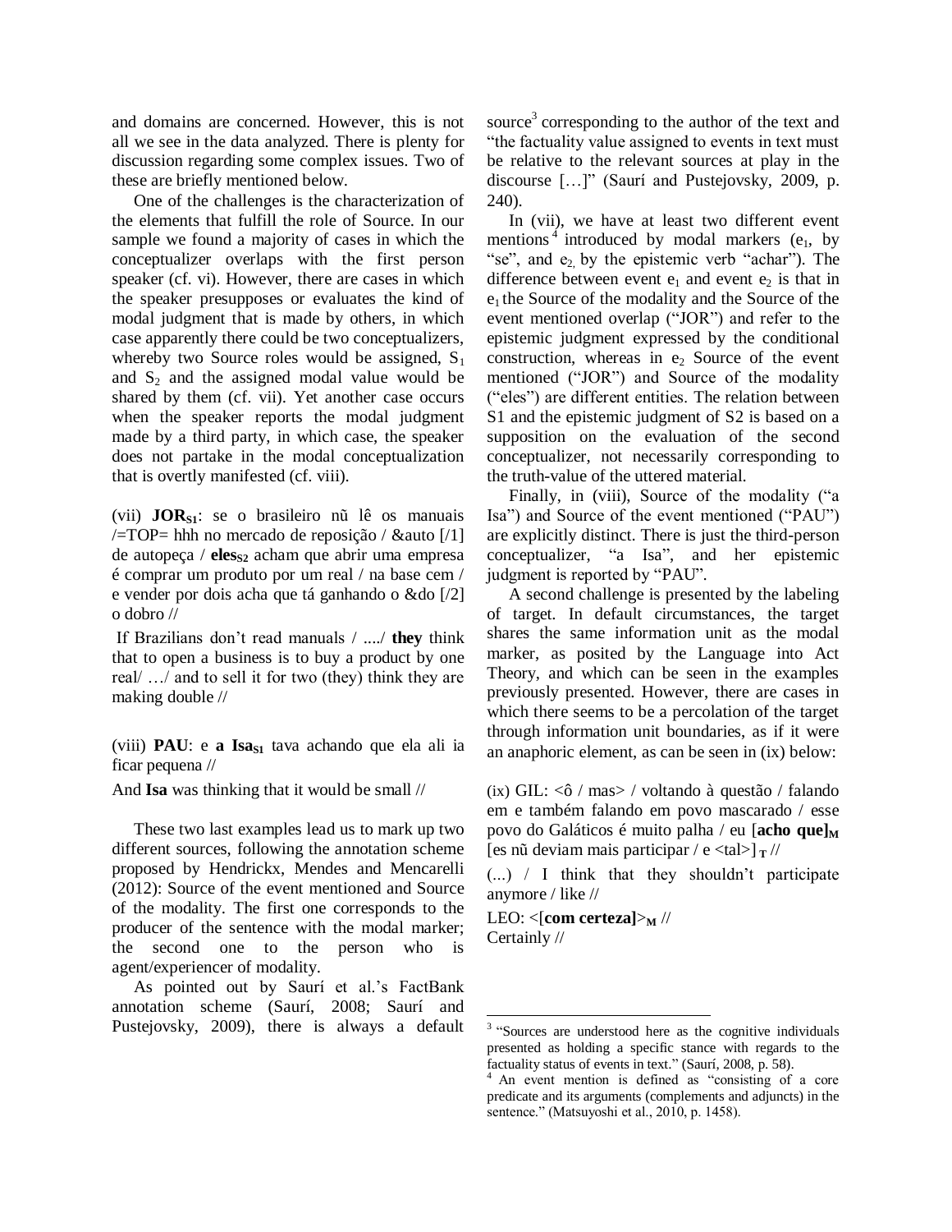and domains are concerned. However, this is not all we see in the data analyzed. There is plenty for discussion regarding some complex issues. Two of these are briefly mentioned below.

One of the challenges is the characterization of the elements that fulfill the role of Source. In our sample we found a majority of cases in which the conceptualizer overlaps with the first person speaker (cf. vi). However, there are cases in which the speaker presupposes or evaluates the kind of modal judgment that is made by others, in which case apparently there could be two conceptualizers, whereby two Source roles would be assigned, $S_1$ and $S_2$ and the assigned modal value would be shared by them (cf. vii). Yet another case occurs when the speaker reports the modal judgment made by a third party, in which case, the speaker does not partake in the modal conceptualization that is overtly manifested (cf. viii).

(vii) **JOR**$_{\mathbf{S1}}$: se o brasileiro nũ lê os manuais /=TOP= hhh no mercado de reposição / &auto [/1] de autopeça / **eles**$_{\mathbf{S2}}$ acham que abrir uma empresa é comprar um produto por um real / na base cem / e vender por dois acha que tá ganhando o &do [/2] o dobro //

If Brazilians don't read manuals / ..../ **they** think that to open a business is to buy a product by one real/ …/ and to sell it for two (they) think they are making double //

(viii) **PAU**: e **a Isa**$_{\mathbf{S1}}$ tava achando que ela ali ia ficar pequena //

And **Isa** was thinking that it would be small //

These two last examples lead us to mark up two different sources, following the annotation scheme proposed by Hendrickx, Mendes and Mencarelli (2012): Source of the event mentioned and Source of the modality. The first one corresponds to the producer of the sentence with the modal marker; the second one to the person who is agent/experiencer of modality.

As pointed out by Saurí et al.'s FactBank annotation scheme (Saurí, 2008; Saurí and Pustejovsky, 2009), there is always a default source[3] corresponding to the author of the text and "the factuality value assigned to events in text must be relative to the relevant sources at play in the discourse […]" (Saurí and Pustejovsky, 2009, p. 240).

In (vii), we have at least two different event mentions[4] introduced by modal markers ($e_1$, by "se", and $e_2$, by the epistemic verb "achar"). The difference between event $e_1$ and event $e_2$ is that in $e_1$ the Source of the modality and the Source of the event mentioned overlap ("JOR") and refer to the epistemic judgment expressed by the conditional construction, whereas in $e_2$ Source of the event mentioned ("JOR") and Source of the modality ("eles") are different entities. The relation between S1 and the epistemic judgment of S2 is based on a supposition on the evaluation of the second conceptualizer, not necessarily corresponding to the truth-value of the uttered material.

Finally, in (viii), Source of the modality ("a Isa") and Source of the event mentioned ("PAU") are explicitly distinct. There is just the third-person conceptualizer, "a Isa", and her epistemic judgment is reported by "PAU".

A second challenge is presented by the labeling of target. In default circumstances, the target shares the same information unit as the modal marker, as posited by the Language into Act Theory, and which can be seen in the examples previously presented. However, there are cases in which there seems to be a percolation of the target through information unit boundaries, as if it were an anaphoric element, as can be seen in (ix) below:

(ix) GIL: <ô / mas> / voltando à questão / falando em e também falando em povo mascarado / esse povo do Galáticos é muito palha / eu [**acho que**]$_{\mathbf{M}}$ [es nũ deviam mais participar / e <tal>]$_{\mathbf{T}}$ //

(...) / I think that they shouldn't participate anymore / like //

LEO: <[**com certeza**]>$_{\mathbf{M}}$ //
Certainly //

[3] "Sources are understood here as the cognitive individuals presented as holding a specific stance with regards to the factuality status of events in text." (Saurí, 2008, p. 58).

[4] An event mention is defined as "consisting of a core predicate and its arguments (complements and adjuncts) in the sentence." (Matsuyoshi et al., 2010, p. 1458).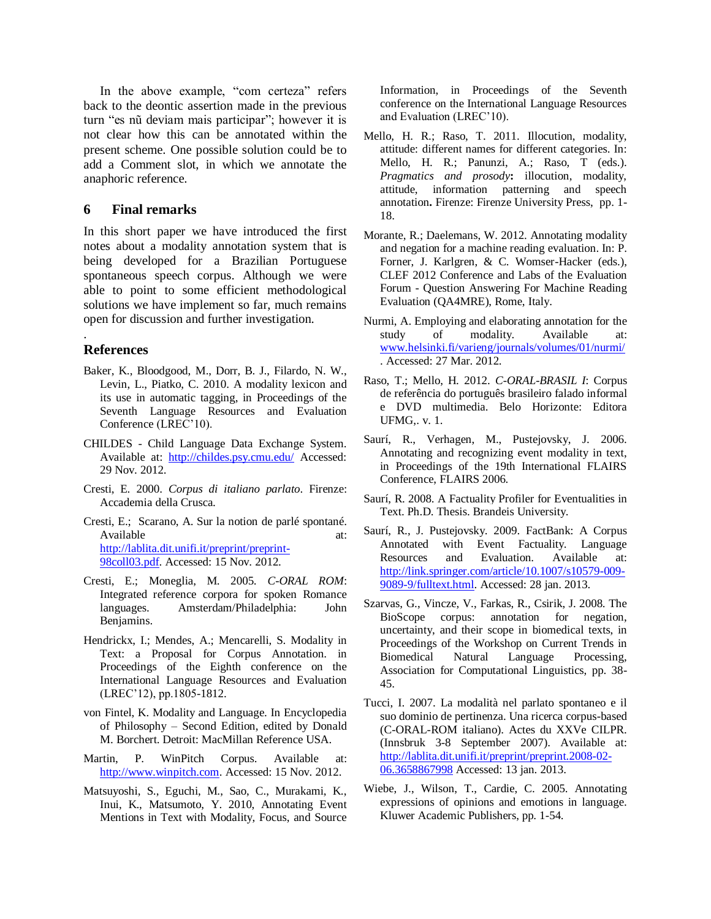In the above example, "com certeza" refers back to the deontic assertion made in the previous turn "es nũ deviam mais participar"; however it is not clear how this can be annotated within the present scheme. One possible solution could be to add a Comment slot, in which we annotate the anaphoric reference.

## 6 Final remarks

In this short paper we have introduced the first notes about a modality annotation system that is being developed for a Brazilian Portuguese spontaneous speech corpus. Although we were able to point to some efficient methodological solutions we have implement so far, much remains open for discussion and further investigation.

.

## References

Baker, K., Bloodgood, M., Dorr, B. J., Filardo, N. W., Levin, L., Piatko, C. 2010. A modality lexicon and its use in automatic tagging, in Proceedings of the Seventh Language Resources and Evaluation Conference (LREC'10).

CHILDES - Child Language Data Exchange System. Available at: http://childes.psy.cmu.edu/ Accessed: 29 Nov. 2012.

Cresti, E. 2000. *Corpus di italiano parlato*. Firenze: Accademia della Crusca.

Cresti, E.; Scarano, A. Sur la notion de parlé spontané. Available at: http://lablita.dit.unifi.it/preprint/preprint-98coll03.pdf. Accessed: 15 Nov. 2012.

Cresti, E.; Moneglia, M. 2005. *C-ORAL ROM*: Integrated reference corpora for spoken Romance languages. Amsterdam/Philadelphia: John Benjamins.

Hendrickx, I.; Mendes, A.; Mencarelli, S. Modality in Text: a Proposal for Corpus Annotation. in Proceedings of the Eighth conference on the International Language Resources and Evaluation (LREC'12), pp.1805-1812.

von Fintel, K. Modality and Language. In Encyclopedia of Philosophy – Second Edition, edited by Donald M. Borchert. Detroit: MacMillan Reference USA.

Martin, P. WinPitch Corpus. Available at: http://www.winpitch.com. Accessed: 15 Nov. 2012.

Matsuyoshi, S., Eguchi, M., Sao, C., Murakami, K., Inui, K., Matsumoto, Y. 2010, Annotating Event Mentions in Text with Modality, Focus, and Source Information, in Proceedings of the Seventh conference on the International Language Resources and Evaluation (LREC'10).

Mello, H. R.; Raso, T. 2011. Illocution, modality, attitude: different names for different categories. In: Mello, H. R.; Panunzi, A.; Raso, T (eds.). *Pragmatics and prosody*: illocution, modality, attitude, information patterning and speech annotation. Firenze: Firenze University Press, pp. 1-18.

Morante, R.; Daelemans, W. 2012. Annotating modality and negation for a machine reading evaluation. In: P. Forner, J. Karlgren, & C. Womser-Hacker (eds.), CLEF 2012 Conference and Labs of the Evaluation Forum - Question Answering For Machine Reading Evaluation (QA4MRE), Rome, Italy.

Nurmi, A. Employing and elaborating annotation for the study of modality. Available at: www.helsinki.fi/varieng/journals/volumes/01/nurmi/ . Accessed: 27 Mar. 2012.

Raso, T.; Mello, H. 2012. *C-ORAL-BRASIL I*: Corpus de referência do português brasileiro falado informal e DVD multimedia. Belo Horizonte: Editora UFMG,. v. 1.

Saurí, R., Verhagen, M., Pustejovsky, J. 2006. Annotating and recognizing event modality in text, in Proceedings of the 19th International FLAIRS Conference, FLAIRS 2006.

Saurí, R. 2008. A Factuality Profiler for Eventualities in Text. Ph.D. Thesis. Brandeis University.

Saurí, R., J. Pustejovsky. 2009. FactBank: A Corpus Annotated with Event Factuality. Language Resources and Evaluation. Available at: http://link.springer.com/article/10.1007/s10579-009-9089-9/fulltext.html. Accessed: 28 jan. 2013.

Szarvas, G., Vincze, V., Farkas, R., Csirik, J. 2008. The BioScope corpus: annotation for negation, uncertainty, and their scope in biomedical texts, in Proceedings of the Workshop on Current Trends in Biomedical Natural Language Processing, Association for Computational Linguistics, pp. 38-45.

Tucci, I. 2007. La modalità nel parlato spontaneo e il suo dominio de pertinenza. Una ricerca corpus-based (C-ORAL-ROM italiano). Actes du XXVe CILPR. (Innsbruk 3-8 September 2007). Available at: http://lablita.dit.unifi.it/preprint/preprint.2008-02-06.3658867998 Accessed: 13 jan. 2013.

Wiebe, J., Wilson, T., Cardie, C. 2005. Annotating expressions of opinions and emotions in language. Kluwer Academic Publishers, pp. 1-54.